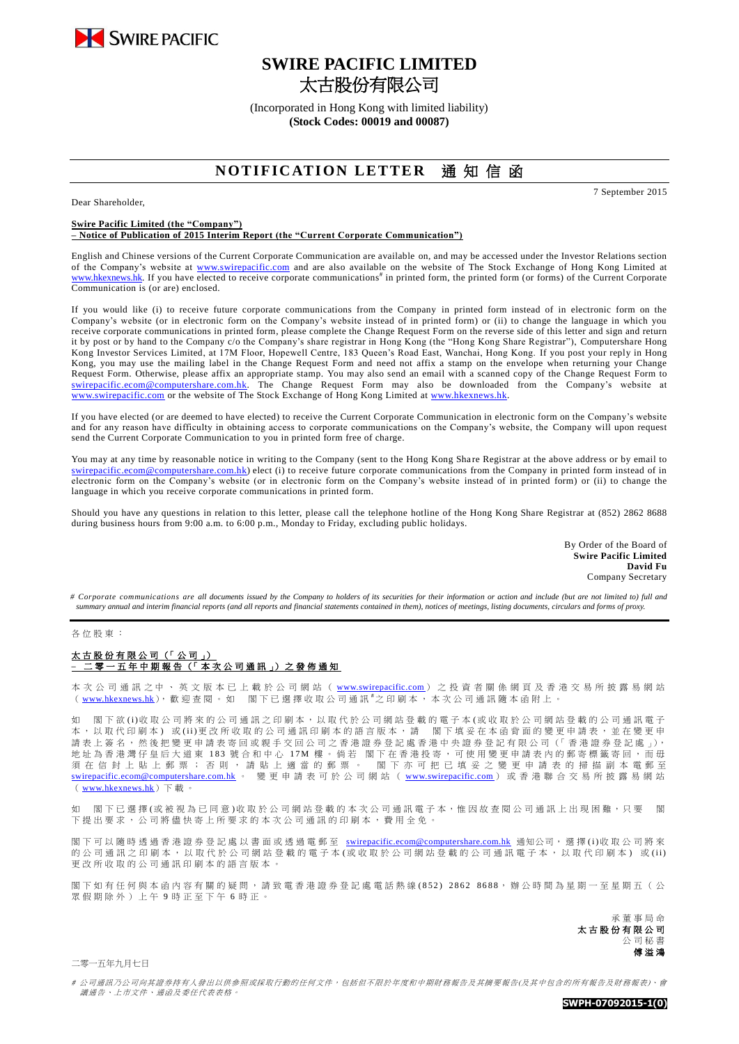SWIRE PACIFIC

# SWIRE PACIFIC LIMITED
# 太古股份有限公司

(Incorporated in Hong Kong with limited liability)
**(Stock Codes: 00019 and 00087)**

## NOTIFICATION LETTER 通知信函

7 September 2015

Dear Shareholder,

**Swire Pacific Limited (the "Company")**
**– Notice of Publication of 2015 Interim Report (the "Current Corporate Communication")**

English and Chinese versions of the Current Corporate Communication are available on, and may be accessed under the Investor Relations section of the Company's website at www.swirepacific.com and are also available on the website of The Stock Exchange of Hong Kong Limited at www.hkexnews.hk. If you have elected to receive corporate communications# in printed form, the printed form (or forms) of the Current Corporate Communication is (or are) enclosed.

If you would like (i) to receive future corporate communications from the Company in printed form instead of in electronic form on the Company's website (or in electronic form on the Company's website instead of in printed form) or (ii) to change the language in which you receive corporate communications in printed form, please complete the Change Request Form on the reverse side of this letter and sign and return it by post or by hand to the Company c/o the Company's share registrar in Hong Kong (the "Hong Kong Share Registrar"), Computershare Hong Kong Investor Services Limited, at 17M Floor, Hopewell Centre, 183 Queen's Road East, Wanchai, Hong Kong. If you post your reply in Hong Kong, you may use the mailing label in the Change Request Form and need not affix a stamp on the envelope when returning your Change Request Form. Otherwise, please affix an appropriate stamp. You may also send an email with a scanned copy of the Change Request Form to swirepacific.ecom@computershare.com.hk. The Change Request Form may also be downloaded from the Company's website at www.swirepacific.com or the website of The Stock Exchange of Hong Kong Limited at www.hkexnews.hk.

If you have elected (or are deemed to have elected) to receive the Current Corporate Communication in electronic form on the Company's website and for any reason have difficulty in obtaining access to corporate communications on the Company's website, the Company will upon request send the Current Corporate Communication to you in printed form free of charge.

You may at any time by reasonable notice in writing to the Company (sent to the Hong Kong Share Registrar at the above address or by email to swirepacific.ecom@computershare.com.hk) elect (i) to receive future corporate communications from the Company in printed form instead of in electronic form on the Company's website (or in electronic form on the Company's website instead of in printed form) or (ii) to change the language in which you receive corporate communications in printed form.

Should you have any questions in relation to this letter, please call the telephone hotline of the Hong Kong Share Registrar at (852) 2862 8688 during business hours from 9:00 a.m. to 6:00 p.m., Monday to Friday, excluding public holidays.

By Order of the Board of
**Swire Pacific Limited**
**David Fu**
Company Secretary

*# Corporate communications are all documents issued by the Company to holders of its securities for their information or action and include (but are not limited to) full and summary annual and interim financial reports (and all reports and financial statements contained in them), notices of meetings, listing documents, circulars and forms of proxy.*

---

各位股東：

**太古股份有限公司（「公司」）**
**– 二零一五年中期報告（「本次公司通訊」）之發佈通知**

本次公司通訊之中、英文版本已上載於公司網站（www.swirepacific.com）之投資者關係網頁及香港交易所披露易網站（www.hkexnews.hk），歡迎查閱。如 閣下已選擇收取公司通訊#之印刷本，本次公司通訊隨本函附上。

如 閣下欲(i)收取公司將來的公司通訊之印刷本，以取代於公司網站登載的電子本(或收取於公司網站登載的公司通訊電子本，以取代印刷本)或(ii)更改所收取的公司通訊印刷本的語言版本，請 閣下填妥在本函背面的變更申請表，並在變更申請表上簽名，然後把變更申請表寄回或親手交回公司之香港證券登記處香港中央證券登記有限公司（「香港證券登記處」），地址為香港灣仔皇后大道東183號合和中心17M樓。倘若 閣下在香港投寄，可使用變更申請表內的郵寄標籤寄回，而毋須在信封上貼上郵票；否則，請貼上適當的郵票。 閣下亦可把已填妥之變更申請表的掃描副本電郵至 swirepacific.ecom@computershare.com.hk 。變更申請表可於公司網站（www.swirepacific.com）或香港聯合交易所披露易網站（www.hkexnews.hk）下載。

如 閣下已選擇(或被視為已同意)收取於公司網站登載的本次公司通訊電子本，惟因故查閱公司通訊上出現困難，只要 閣下提出要求，公司將儘快寄上所要求的本次公司通訊的印刷本，費用全免。

閣下可以隨時透過香港證券登記處以書面或透過電郵至 swirepacific.ecom@computershare.com.hk 通知公司，選擇(i)收取公司將來的公司通訊之印刷本，以取代於公司網站登載的電子本(或收取於公司網站登載的公司通訊電子本，以取代印刷本)或(ii)更改所收取的公司通訊印刷本的語言版本。

閣下如有任何與本函內容有關的疑問，請致電香港證券登記處電話熱線(852) 2862 8688，辦公時間為星期一至星期五（公眾假期除外）上午9時正至下午6時正。

承董事局命
**太古股份有限公司**
公司秘書
**傅溢鴻**

二零一五年九月七日

*# 公司通訊乃公司向其證券持有人發出以供參照或採取行動的任何文件，包括但不限於年度和中期財務報告及其摘要報告(及其中包含的所有報告及財務報表)、會議通告、上市文件、通函及委任代表表格。*

**SWPH-07092015-1(0)**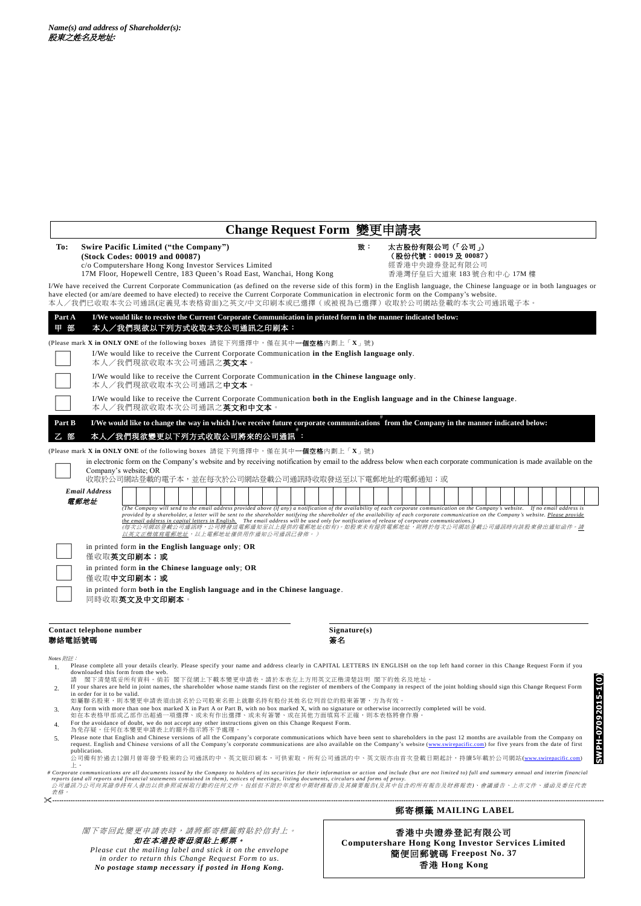*Name(s) and address of Shareholder(s):*
*股東之姓名及地址:*

# Change Request Form 變更申請表

**To:** **Swire Pacific Limited ("the Company")**
**(Stock Codes: 00019 and 00087)**
c/o Computershare Hong Kong Investor Services Limited
17M Floor, Hopewell Centre, 183 Queen's Road East, Wanchai, Hong Kong

**致：** **太古股份有限公司（「公司」）**
**（股份代號：00019 及 00087）**
經香港中央證券登記有限公司
香港灣仔皇后大道東 183 號合和中心 17M 樓

I/We have received the Current Corporate Communication (as defined on the reverse side of this form) in the English language, the Chinese language or in both languages or have elected (or am/are deemed to have elected) to receive the Current Corporate Communication in electronic form on the Company's website.
本人／我們已收取本次公司通訊(定義見本表格背面)之英文/中文印刷本或已選擇（或被視為已選擇）收取於公司網站登載的本次公司通訊電子本。

**Part A 甲 部** **I/We would like to receive the Current Corporate Communication in printed form in the manner indicated below:**
**本人／我們現欲以下列方式收取本次公司通訊之印刷本：**

(Please mark **X** in **ONLY ONE** of the following boxes 請從下列選擇中，僅在其中**一個空格**內劃上「**X**」號)

☐ I/We would like to receive the Current Corporate Communication **in the English language only**.
本人／我們現欲收取本次公司通訊之**英文本**。

☐ I/We would like to receive the Current Corporate Communication **in the Chinese language only**.
本人／我們現欲收取本次公司通訊之**中文本**。

☐ I/We would like to receive the Current Corporate Communication **both in the English language and in the Chinese language**.
本人／我們現欲收取本次公司通訊之**英文和中文本**。

**Part B 乙 部** **I/We would like to change the way in which I/we receive future corporate communications # from the Company in the manner indicated below:**
**本人／我們現欲變更以下列方式收取公司將來的公司通訊 #：**

(Please mark **X** in **ONLY ONE** of the following boxes 請從下列選擇中，僅在其中**一個空格**內劃上「**X**」號)

☐ in electronic form on the Company's website and by receiving notification by email to the address below when each corporate communication is made available on the Company's website; OR
收取於公司網站登載的電子本，並在每次於公司網站登載公司通訊時收取發送至以下電郵地址的電郵通知；或

***Email Address 電郵地址*** ______________________________

*(The Company will send to the email address provided above (if any) a notification of the availability of each corporate communication on the Company's website. If no email address is provided by a shareholder, a letter will be sent to the shareholder notifying the shareholder of the availability of each corporate communication on the Company's website. Please provide the email address in capital letters in English. The email address will be used only for notification of release of corporate communications.)*
*(每次公司網站登載公司通訊時，公司將發送電郵通知至以上提供的電郵地址(如有)。如股東未有提供電郵地址，則將於每次公司網站登載公司通訊時向該股東發出通知函件。請以英文正楷填寫電郵地址，以上電郵地址僅供用作通知公司通訊已發佈。)*

☐ in printed form **in the English language only**; **OR**
僅收取**英文印刷本；或**

☐ in printed form **in the Chinese language only**; **OR**
僅收取**中文印刷本；或**

☐ in printed form **both in the English language and in the Chinese language**.
同時收取**英文及中文印刷本**。

**Contact telephone number 聯絡電話號碼** ______________________________

**Signature(s) 簽名** ______________________________

*Notes 附註：*

1. Please complete all your details clearly. Please specify your name and address clearly in CAPITAL LETTERS IN ENGLISH on the top left hand corner in this Change Request Form if you downloaded this form from the web.
   請 閣下清楚填妥所有資料。倘若 閣下從網上下載本變更申請表，請於本表左上方用英文正楷清楚註明 閣下的姓名及地址。
2. If your shares are held in joint names, the shareholder whose name stands first on the register of members of the Company in respect of the joint holding should sign this Change Request Form in order for it to be valid.
   如屬聯名股東，則本變更申請表須由該名於公司股東名冊上就聯名持有股份其姓名位列首位的股東簽署，方為有效。
3. Any form with more than one box marked X in Part A or Part B, with no box marked X, with no signature or otherwise incorrectly completed will be void.
   如在本表格甲部或乙部作出超過一項選擇、或未有作出選擇、或未有簽署、或在其他方面填寫不正確，則本表格將會作廢。
4. For the avoidance of doubt, we do not accept any other instructions given on this Change Request Form.
   為免存疑，任何在本變更申請表上的額外指示將不予處理。
5. Please note that English and Chinese versions of all the Company's corporate communications which have been sent to shareholders in the past 12 months are available from the Company on request. English and Chinese versions of all the Company's corporate communications are also available on the Company's website (www.swirepacific.com) for five years from the date of first publication.
   公司備有於過去12個月曾寄發予股東的公司通訊的中、英文版印刷本，可供索取。所有公司通訊的中、英文版亦由首次登載日期起計，持續5年載於公司網站(www.swirepacific.com)上。

*# Corporate communications are all documents issued by the Company to holders of its securities for their information or action and include (but are not limited to) full and summary annual and interim financial reports (and all reports and financial statements contained in them), notices of meetings, listing documents, circulars and forms of proxy.*
*公司通訊乃公司向其證券持有人發出以供參照或採取行動的任何文件，包括但不限於年度和中期財務報告及其摘要報告(及其中包含的所有報告及財務報表)、會議通告、上市文件、通函及委任代表表格。*

SWPH-07092015-1(0)

---

*閣下寄回此變更申請表時，請將郵寄標籤剪貼於信封上。*
***如在本港投寄毋須貼上郵票。***
*Please cut the mailing label and stick it on the envelope in order to return this Change Request Form to us.*
***No postage stamp necessary if posted in Hong Kong.***

**郵寄標籤 MAILING LABEL**

**香港中央證券登記有限公司**
**Computershare Hong Kong Investor Services Limited**
**簡便回郵號碼 Freepost No. 37**
**香港 Hong Kong**